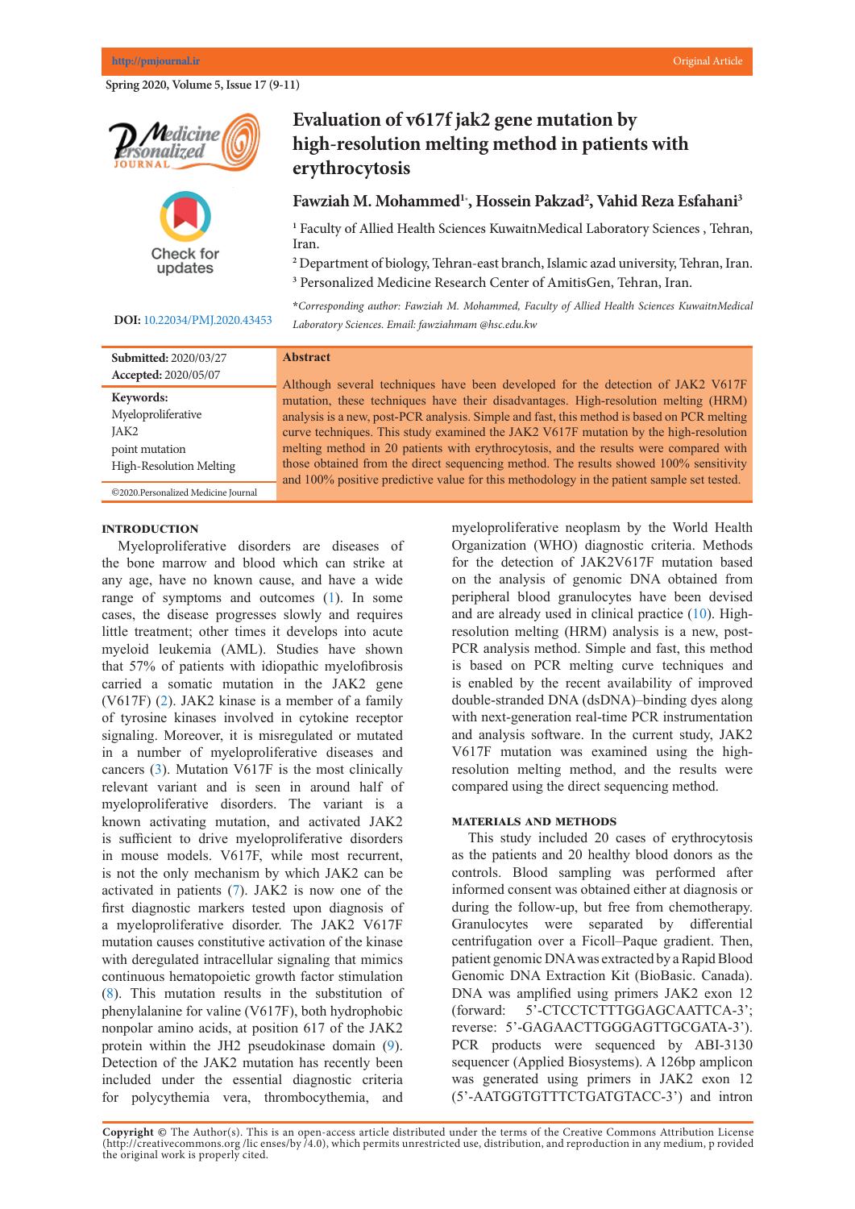# Evaluation of v617f jak2 gene mutation by high-resolution melting method in patients with erythrocytosis

**Fawziah M. Mohammed[1*], Hossein Pakzad[2], Vahid Reza Esfahani[3]**

[1] Faculty of Allied Health Sciences KuwaitnMedical Laboratory Sciences , Tehran, Iran.

[2] Department of biology, Tehran-east branch, Islamic azad university, Tehran, Iran.

[3] Personalized Medicine Research Center of AmitisGen, Tehran, Iran.

*Corresponding author: Fawziah M. Mohammed, Faculty of Allied Health Sciences KuwaitnMedical Laboratory Sciences. Email: fawziahmam @hsc.edu.kw*

**DOI:** 10.22034/PMJ.2020.43453

**Submitted:** 2020/03/27
**Accepted:** 2020/05/07

**Keywords:**
Myeloproliferative
JAK2
point mutation
High-Resolution Melting

©2020.Personalized Medicine Journal

## Abstract

Although several techniques have been developed for the detection of JAK2 V617F mutation, these techniques have their disadvantages. High-resolution melting (HRM) analysis is a new, post-PCR analysis. Simple and fast, this method is based on PCR melting curve techniques. This study examined the JAK2 V617F mutation by the high-resolution melting method in 20 patients with erythrocytosis, and the results were compared with those obtained from the direct sequencing method. The results showed 100% sensitivity and 100% positive predictive value for this methodology in the patient sample set tested.

## INTRODUCTION

Myeloproliferative disorders are diseases of the bone marrow and blood which can strike at any age, have no known cause, and have a wide range of symptoms and outcomes (1). In some cases, the disease progresses slowly and requires little treatment; other times it develops into acute myeloid leukemia (AML). Studies have shown that 57% of patients with idiopathic myelofibrosis carried a somatic mutation in the JAK2 gene (V617F) (2). JAK2 kinase is a member of a family of tyrosine kinases involved in cytokine receptor signaling. Moreover, it is misregulated or mutated in a number of myeloproliferative diseases and cancers (3). Mutation V617F is the most clinically relevant variant and is seen in around half of myeloproliferative disorders. The variant is a known activating mutation, and activated JAK2 is sufficient to drive myeloproliferative disorders in mouse models. V617F, while most recurrent, is not the only mechanism by which JAK2 can be activated in patients (7). JAK2 is now one of the first diagnostic markers tested upon diagnosis of a myeloproliferative disorder. The JAK2 V617F mutation causes constitutive activation of the kinase with deregulated intracellular signaling that mimics continuous hematopoietic growth factor stimulation (8). This mutation results in the substitution of phenylalanine for valine (V617F), both hydrophobic nonpolar amino acids, at position 617 of the JAK2 protein within the JH2 pseudokinase domain (9). Detection of the JAK2 mutation has recently been included under the essential diagnostic criteria for polycythemia vera, thrombocythemia, and myeloproliferative neoplasm by the World Health Organization (WHO) diagnostic criteria. Methods for the detection of JAK2V617F mutation based on the analysis of genomic DNA obtained from peripheral blood granulocytes have been devised and are already used in clinical practice (10). High-resolution melting (HRM) analysis is a new, post-PCR analysis method. Simple and fast, this method is based on PCR melting curve techniques and is enabled by the recent availability of improved double-stranded DNA (dsDNA)–binding dyes along with next-generation real-time PCR instrumentation and analysis software. In the current study, JAK2 V617F mutation was examined using the high-resolution melting method, and the results were compared using the direct sequencing method.

## MATERIALS AND METHODS

This study included 20 cases of erythrocytosis as the patients and 20 healthy blood donors as the controls. Blood sampling was performed after informed consent was obtained either at diagnosis or during the follow-up, but free from chemotherapy. Granulocytes were separated by differential centrifugation over a Ficoll–Paque gradient. Then, patient genomic DNA was extracted by a Rapid Blood Genomic DNA Extraction Kit (BioBasic. Canada). DNA was amplified using primers JAK2 exon 12 (forward: 5'-CTCCTCTTTGGAGCAATTCA-3'; reverse: 5'-GAGAACTTGGGAGTTGCGATA-3'). PCR products were sequenced by ABI-3130 sequencer (Applied Biosystems). A 126bp amplicon was generated using primers in JAK2 exon 12 (5'-AATGGTGTTTCTGATGTACC-3') and intron

**Copyright ©** The Author(s). This is an open-access article distributed under the terms of the Creative Commons Attribution License (http://creativecommons.org /lic enses/by /4.0), which permits unrestricted use, distribution, and reproduction in any medium, p rovided the original work is properly cited.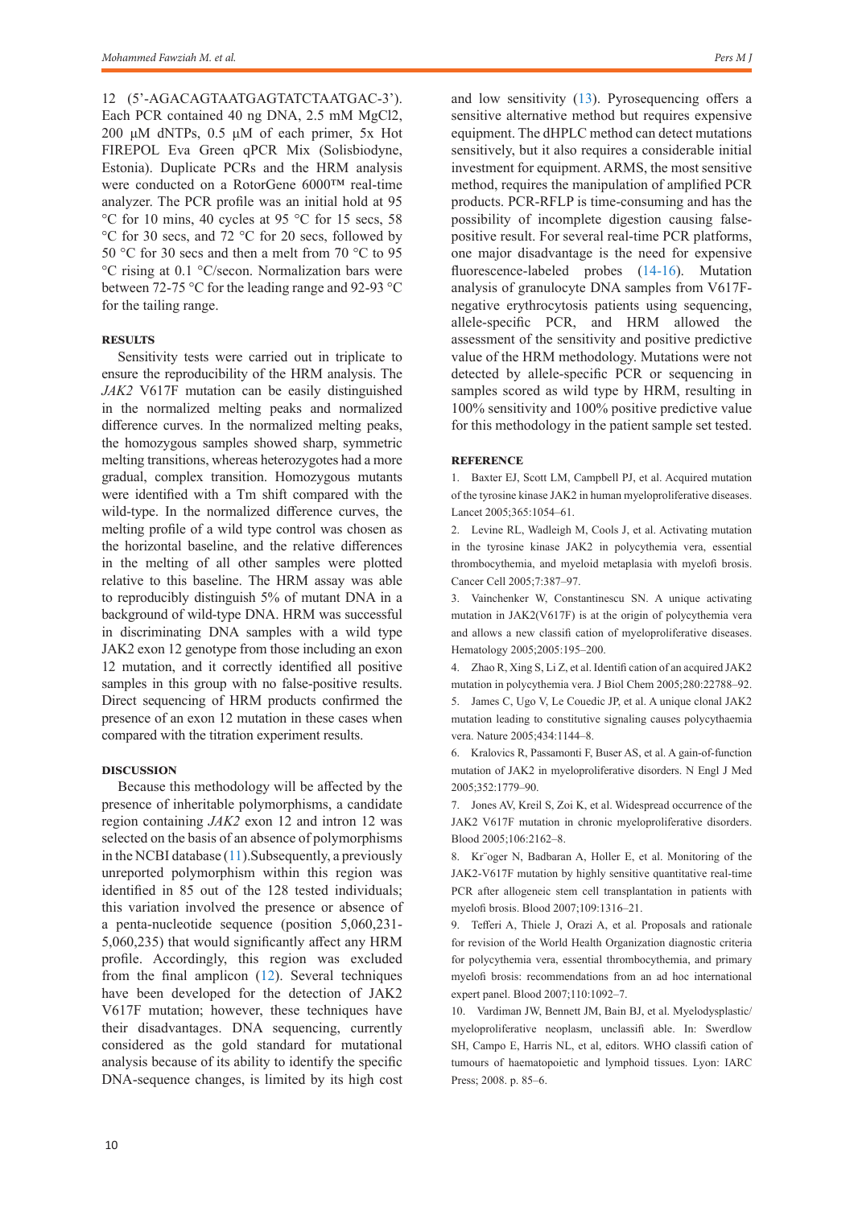12 (5'-AGACAGTAATGAGTATCTAATGAC-3'). Each PCR contained 40 ng DNA, 2.5 mM $MgCl_2$, 200 µM dNTPs, 0.5 µM of each primer, 5x Hot FIREPOL Eva Green qPCR Mix (Solisbiodyne, Estonia). Duplicate PCRs and the HRM analysis were conducted on a RotorGene 6000™ real-time analyzer. The PCR profile was an initial hold at 95 °C for 10 mins, 40 cycles at 95 °C for 15 secs, 58 °C for 30 secs, and 72 °C for 20 secs, followed by 50 °C for 30 secs and then a melt from 70 °C to 95 °C rising at 0.1 °C/secon. Normalization bars were between 72-75 °C for the leading range and 92-93 °C for the tailing range.

## RESULTS

Sensitivity tests were carried out in triplicate to ensure the reproducibility of the HRM analysis. The *JAK2* V617F mutation can be easily distinguished in the normalized melting peaks and normalized difference curves. In the normalized melting peaks, the homozygous samples showed sharp, symmetric melting transitions, whereas heterozygotes had a more gradual, complex transition. Homozygous mutants were identified with a Tm shift compared with the wild-type. In the normalized difference curves, the melting profile of a wild type control was chosen as the horizontal baseline, and the relative differences in the melting of all other samples were plotted relative to this baseline. The HRM assay was able to reproducibly distinguish 5% of mutant DNA in a background of wild-type DNA. HRM was successful in discriminating DNA samples with a wild type JAK2 exon 12 genotype from those including an exon 12 mutation, and it correctly identified all positive samples in this group with no false-positive results. Direct sequencing of HRM products confirmed the presence of an exon 12 mutation in these cases when compared with the titration experiment results.

## DISCUSSION

Because this methodology will be affected by the presence of inheritable polymorphisms, a candidate region containing *JAK2* exon 12 and intron 12 was selected on the basis of an absence of polymorphisms in the NCBI database (11).Subsequently, a previously unreported polymorphism within this region was identified in 85 out of the 128 tested individuals; this variation involved the presence or absence of a penta-nucleotide sequence (position 5,060,231-5,060,235) that would significantly affect any HRM profile. Accordingly, this region was excluded from the final amplicon (12). Several techniques have been developed for the detection of JAK2 V617F mutation; however, these techniques have their disadvantages. DNA sequencing, currently considered as the gold standard for mutational analysis because of its ability to identify the specific DNA-sequence changes, is limited by its high cost and low sensitivity (13). Pyrosequencing offers a sensitive alternative method but requires expensive equipment. The dHPLC method can detect mutations sensitively, but it also requires a considerable initial investment for equipment. ARMS, the most sensitive method, requires the manipulation of amplified PCR products. PCR-RFLP is time-consuming and has the possibility of incomplete digestion causing false-positive result. For several real-time PCR platforms, one major disadvantage is the need for expensive fluorescence-labeled probes (14-16). Mutation analysis of granulocyte DNA samples from V617F-negative erythrocytosis patients using sequencing, allele-specific PCR, and HRM allowed the assessment of the sensitivity and positive predictive value of the HRM methodology. Mutations were not detected by allele-specific PCR or sequencing in samples scored as wild type by HRM, resulting in 100% sensitivity and 100% positive predictive value for this methodology in the patient sample set tested.

## REFERENCE

1. Baxter EJ, Scott LM, Campbell PJ, et al. Acquired mutation of the tyrosine kinase JAK2 in human myeloproliferative diseases. Lancet 2005;365:1054–61.
2. Levine RL, Wadleigh M, Cools J, et al. Activating mutation in the tyrosine kinase JAK2 in polycythemia vera, essential thrombocythemia, and myeloid metaplasia with myelofi brosis. Cancer Cell 2005;7:387–97.
3. Vainchenker W, Constantinescu SN. A unique activating mutation in JAK2(V617F) is at the origin of polycythemia vera and allows a new classifi cation of myeloproliferative diseases. Hematology 2005;2005:195–200.
4. Zhao R, Xing S, Li Z, et al. Identifi cation of an acquired JAK2 mutation in polycythemia vera. J Biol Chem 2005;280:22788–92.
5. James C, Ugo V, Le Couedic JP, et al. A unique clonal JAK2 mutation leading to constitutive signaling causes polycythaemia vera. Nature 2005;434:1144–8.
6. Kralovics R, Passamonti F, Buser AS, et al. A gain-of-function mutation of JAK2 in myeloproliferative disorders. N Engl J Med 2005;352:1779–90.
7. Jones AV, Kreil S, Zoi K, et al. Widespread occurrence of the JAK2 V617F mutation in chronic myeloproliferative disorders. Blood 2005;106:2162–8.
8. Kr¨oger N, Badbaran A, Holler E, et al. Monitoring of the JAK2-V617F mutation by highly sensitive quantitative real-time PCR after allogeneic stem cell transplantation in patients with myelofi brosis. Blood 2007;109:1316–21.
9. Tefferi A, Thiele J, Orazi A, et al. Proposals and rationale for revision of the World Health Organization diagnostic criteria for polycythemia vera, essential thrombocythemia, and primary myelofi brosis: recommendations from an ad hoc international expert panel. Blood 2007;110:1092–7.
10. Vardiman JW, Bennett JM, Bain BJ, et al. Myelodysplastic/ myeloproliferative neoplasm, unclassifi able. In: Swerdlow SH, Campo E, Harris NL, et al, editors. WHO classifi cation of tumours of haematopoietic and lymphoid tissues. Lyon: IARC Press; 2008. p. 85–6.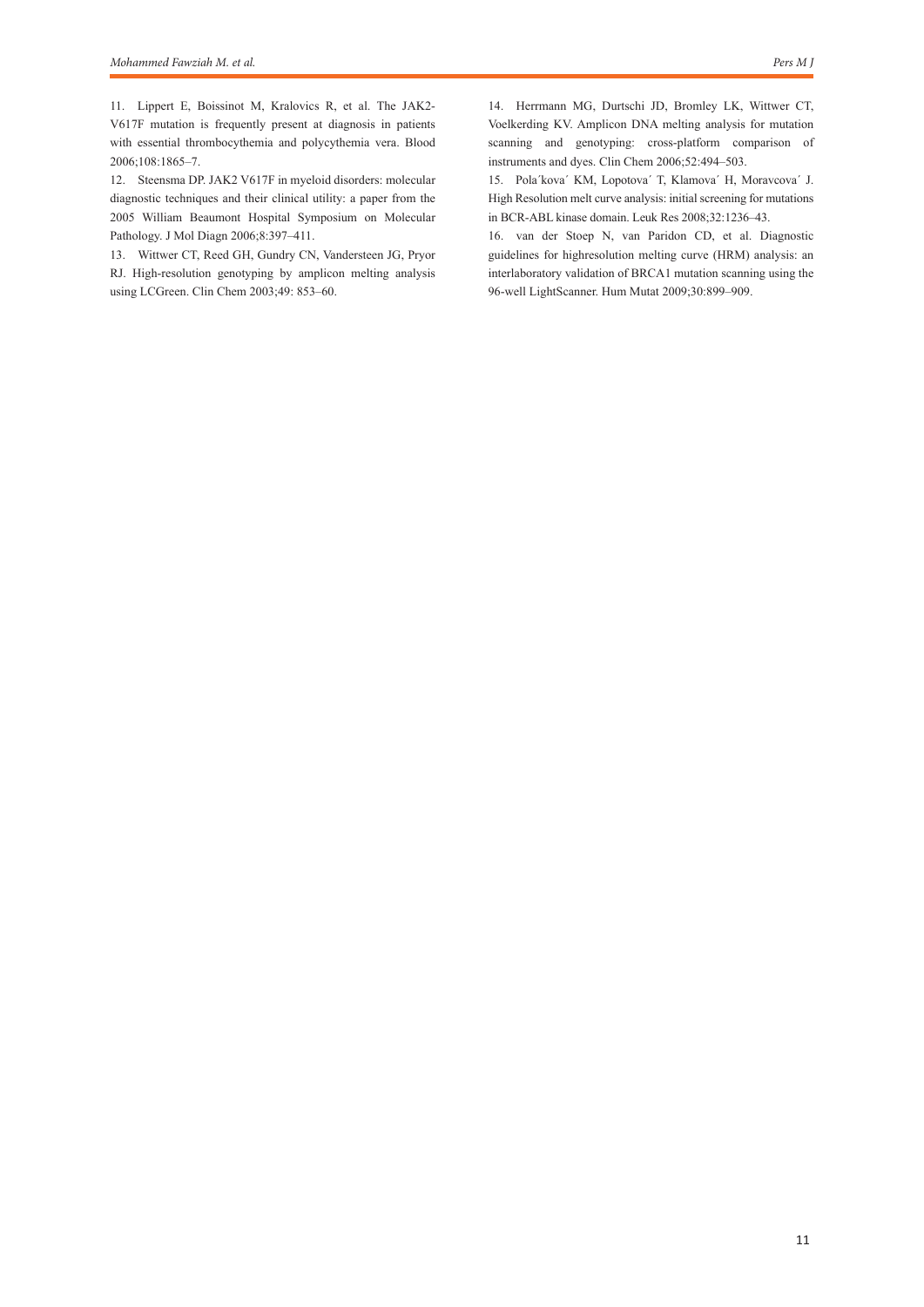11. Lippert E, Boissinot M, Kralovics R, et al. The JAK2-V617F mutation is frequently present at diagnosis in patients with essential thrombocythemia and polycythemia vera. Blood 2006;108:1865–7.

12. Steensma DP. JAK2 V617F in myeloid disorders: molecular diagnostic techniques and their clinical utility: a paper from the 2005 William Beaumont Hospital Symposium on Molecular Pathology. J Mol Diagn 2006;8:397–411.

13. Wittwer CT, Reed GH, Gundry CN, Vandersteen JG, Pryor RJ. High-resolution genotyping by amplicon melting analysis using LCGreen. Clin Chem 2003;49: 853–60.

14. Herrmann MG, Durtschi JD, Bromley LK, Wittwer CT, Voelkerding KV. Amplicon DNA melting analysis for mutation scanning and genotyping: cross-platform comparison of instruments and dyes. Clin Chem 2006;52:494–503.

15. Pola´kova´ KM, Lopotova´ T, Klamova´ H, Moravcova´ J. High Resolution melt curve analysis: initial screening for mutations in BCR-ABL kinase domain. Leuk Res 2008;32:1236–43.

16. van der Stoep N, van Paridon CD, et al. Diagnostic guidelines for highresolution melting curve (HRM) analysis: an interlaboratory validation of BRCA1 mutation scanning using the 96-well LightScanner. Hum Mutat 2009;30:899–909.